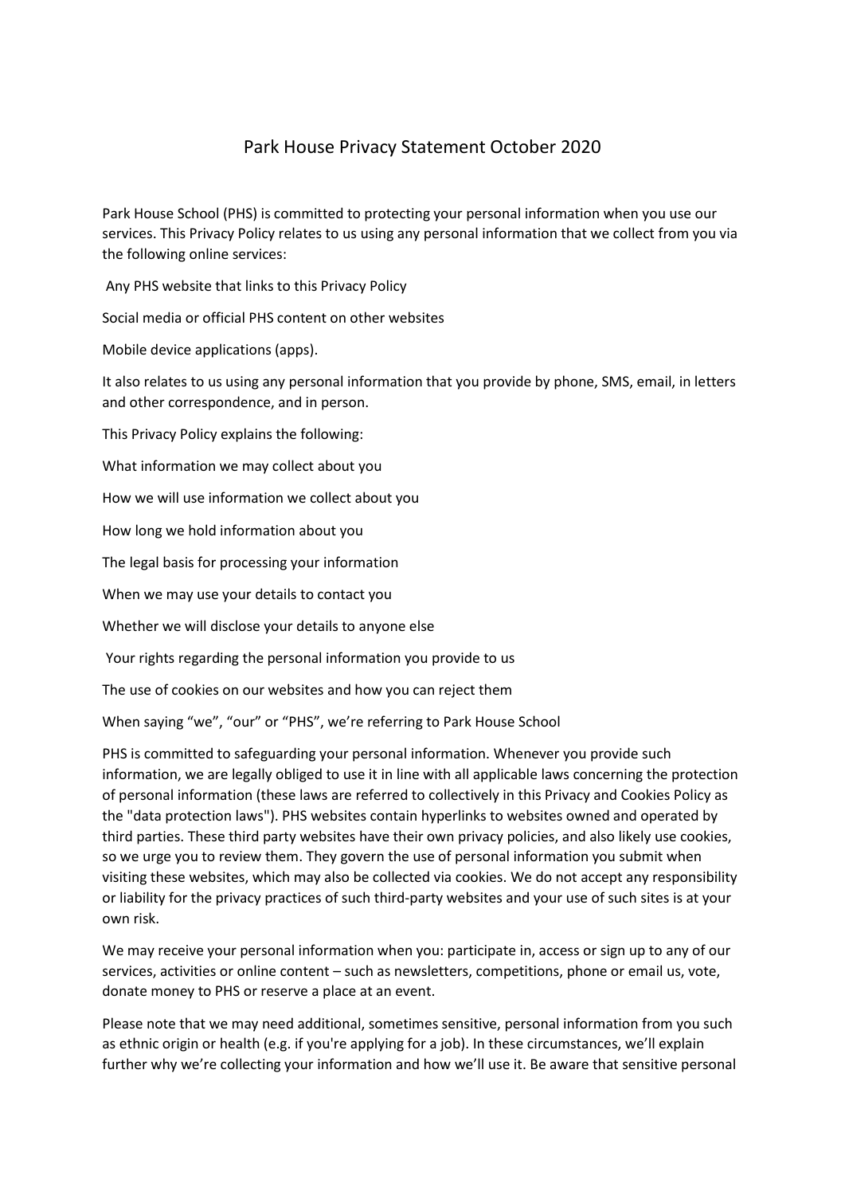# Park House Privacy Statement October 2020

Park House School (PHS) is committed to protecting your personal information when you use our services. This Privacy Policy relates to us using any personal information that we collect from you via the following online services:

Any PHS website that links to this Privacy Policy

Social media or official PHS content on other websites

Mobile device applications (apps).

It also relates to us using any personal information that you provide by phone, SMS, email, in letters and other correspondence, and in person.

This Privacy Policy explains the following:

What information we may collect about you

How we will use information we collect about you

How long we hold information about you

The legal basis for processing your information

When we may use your details to contact you

Whether we will disclose your details to anyone else

Your rights regarding the personal information you provide to us

The use of cookies on our websites and how you can reject them

When saying "we", "our" or "PHS", we're referring to Park House School

PHS is committed to safeguarding your personal information. Whenever you provide such information, we are legally obliged to use it in line with all applicable laws concerning the protection of personal information (these laws are referred to collectively in this Privacy and Cookies Policy as the "data protection laws"). PHS websites contain hyperlinks to websites owned and operated by third parties. These third party websites have their own privacy policies, and also likely use cookies, so we urge you to review them. They govern the use of personal information you submit when visiting these websites, which may also be collected via cookies. We do not accept any responsibility or liability for the privacy practices of such third-party websites and your use of such sites is at your own risk.

We may receive your personal information when you: participate in, access or sign up to any of our services, activities or online content – such as newsletters, competitions, phone or email us, vote, donate money to PHS or reserve a place at an event.

Please note that we may need additional, sometimes sensitive, personal information from you such as ethnic origin or health (e.g. if you're applying for a job). In these circumstances, we'll explain further why we're collecting your information and how we'll use it. Be aware that sensitive personal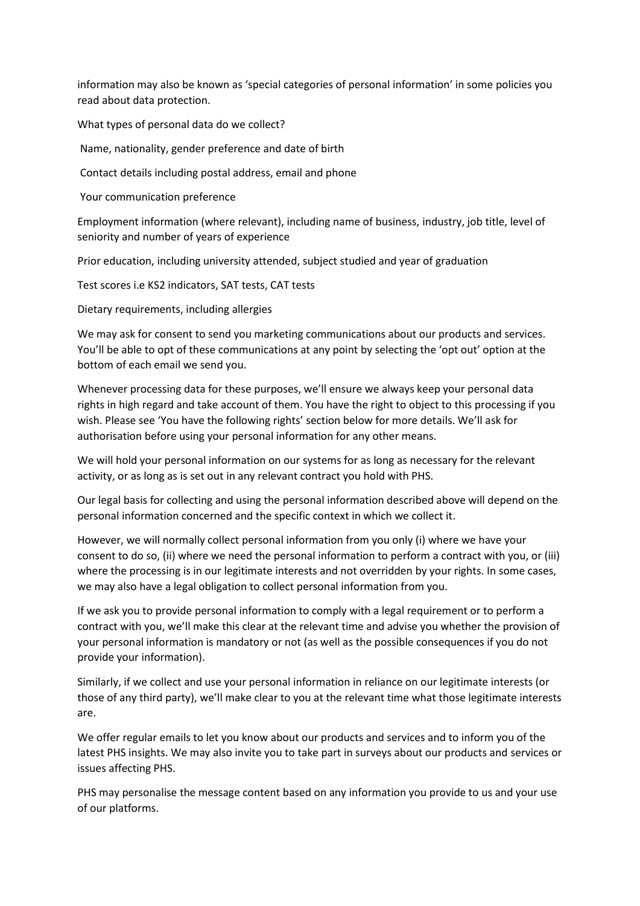information may also be known as 'special categories of personal information' in some policies you read about data protection.

What types of personal data do we collect?

Name, nationality, gender preference and date of birth

Contact details including postal address, email and phone

Your communication preference

Employment information (where relevant), including name of business, industry, job title, level of seniority and number of years of experience

Prior education, including university attended, subject studied and year of graduation

Test scores i.e KS2 indicators, SAT tests, CAT tests

Dietary requirements, including allergies

We may ask for consent to send you marketing communications about our products and services. You'll be able to opt of these communications at any point by selecting the 'opt out' option at the bottom of each email we send you.

Whenever processing data for these purposes, we'll ensure we always keep your personal data rights in high regard and take account of them. You have the right to object to this processing if you wish. Please see 'You have the following rights' section below for more details. We'll ask for authorisation before using your personal information for any other means.

We will hold your personal information on our systems for as long as necessary for the relevant activity, or as long as is set out in any relevant contract you hold with PHS.

Our legal basis for collecting and using the personal information described above will depend on the personal information concerned and the specific context in which we collect it.

However, we will normally collect personal information from you only (i) where we have your consent to do so, (ii) where we need the personal information to perform a contract with you, or (iii) where the processing is in our legitimate interests and not overridden by your rights. In some cases, we may also have a legal obligation to collect personal information from you.

If we ask you to provide personal information to comply with a legal requirement or to perform a contract with you, we'll make this clear at the relevant time and advise you whether the provision of your personal information is mandatory or not (as well as the possible consequences if you do not provide your information).

Similarly, if we collect and use your personal information in reliance on our legitimate interests (or those of any third party), we'll make clear to you at the relevant time what those legitimate interests are.

We offer regular emails to let you know about our products and services and to inform you of the latest PHS insights. We may also invite you to take part in surveys about our products and services or issues affecting PHS.

PHS may personalise the message content based on any information you provide to us and your use of our platforms.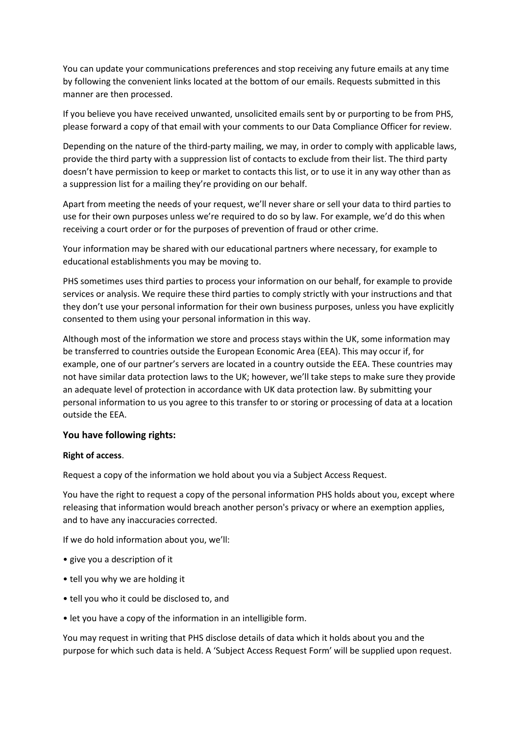You can update your communications preferences and stop receiving any future emails at any time by following the convenient links located at the bottom of our emails. Requests submitted in this manner are then processed.

If you believe you have received unwanted, unsolicited emails sent by or purporting to be from PHS, please forward a copy of that email with your comments to our Data Compliance Officer for review.

Depending on the nature of the third-party mailing, we may, in order to comply with applicable laws, provide the third party with a suppression list of contacts to exclude from their list. The third party doesn't have permission to keep or market to contacts this list, or to use it in any way other than as a suppression list for a mailing they're providing on our behalf.

Apart from meeting the needs of your request, we'll never share or sell your data to third parties to use for their own purposes unless we're required to do so by law. For example, we'd do this when receiving a court order or for the purposes of prevention of fraud or other crime.

Your information may be shared with our educational partners where necessary, for example to educational establishments you may be moving to.

PHS sometimes uses third parties to process your information on our behalf, for example to provide services or analysis. We require these third parties to comply strictly with your instructions and that they don't use your personal information for their own business purposes, unless you have explicitly consented to them using your personal information in this way.

Although most of the information we store and process stays within the UK, some information may be transferred to countries outside the European Economic Area (EEA). This may occur if, for example, one of our partner's servers are located in a country outside the EEA. These countries may not have similar data protection laws to the UK; however, we'll take steps to make sure they provide an adequate level of protection in accordance with UK data protection law. By submitting your personal information to us you agree to this transfer to or storing or processing of data at a location outside the EEA.

### You have following rights:

**Right of access**.

Request a copy of the information we hold about you via a Subject Access Request.

You have the right to request a copy of the personal information PHS holds about you, except where releasing that information would breach another person's privacy or where an exemption applies, and to have any inaccuracies corrected.

If we do hold information about you, we'll:

- give you a description of it
- tell you why we are holding it
- tell you who it could be disclosed to, and
- let you have a copy of the information in an intelligible form.

You may request in writing that PHS disclose details of data which it holds about you and the purpose for which such data is held. A 'Subject Access Request Form' will be supplied upon request.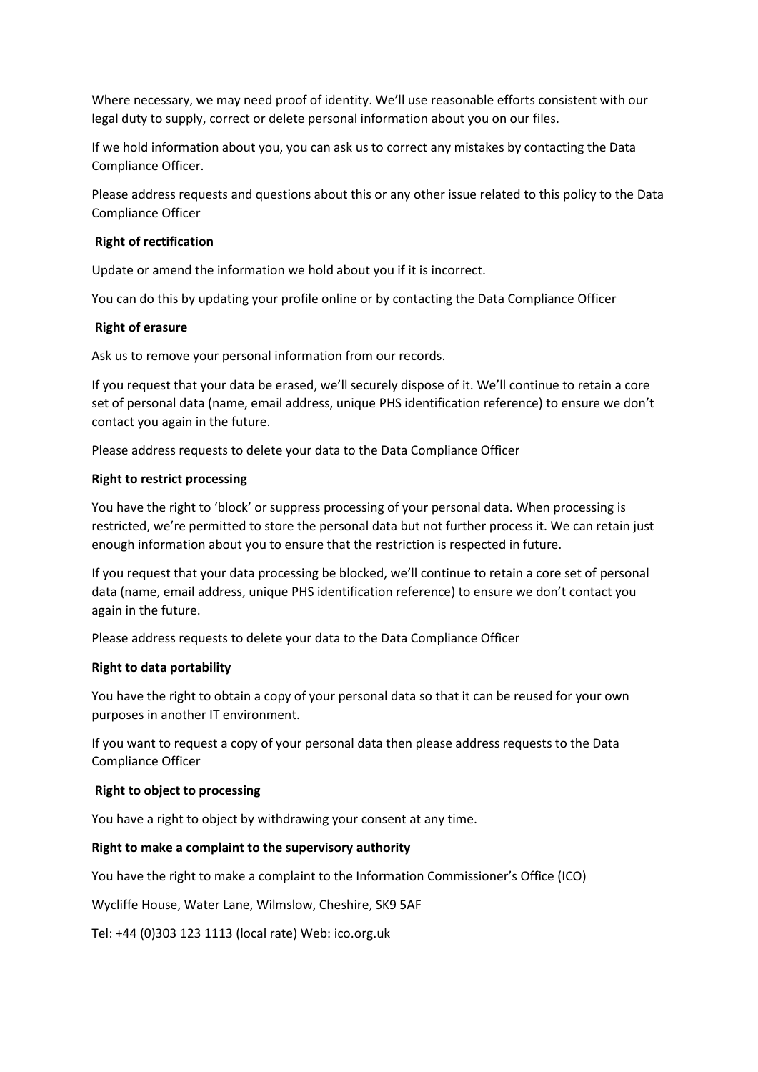Where necessary, we may need proof of identity. We'll use reasonable efforts consistent with our legal duty to supply, correct or delete personal information about you on our files.

If we hold information about you, you can ask us to correct any mistakes by contacting the Data Compliance Officer.

Please address requests and questions about this or any other issue related to this policy to the Data Compliance Officer

**Right of rectification**

Update or amend the information we hold about you if it is incorrect.

You can do this by updating your profile online or by contacting the Data Compliance Officer

**Right of erasure**

Ask us to remove your personal information from our records.

If you request that your data be erased, we'll securely dispose of it. We'll continue to retain a core set of personal data (name, email address, unique PHS identification reference) to ensure we don't contact you again in the future.

Please address requests to delete your data to the Data Compliance Officer

**Right to restrict processing**

You have the right to 'block' or suppress processing of your personal data. When processing is restricted, we're permitted to store the personal data but not further process it. We can retain just enough information about you to ensure that the restriction is respected in future.

If you request that your data processing be blocked, we'll continue to retain a core set of personal data (name, email address, unique PHS identification reference) to ensure we don't contact you again in the future.

Please address requests to delete your data to the Data Compliance Officer

**Right to data portability**

You have the right to obtain a copy of your personal data so that it can be reused for your own purposes in another IT environment.

If you want to request a copy of your personal data then please address requests to the Data Compliance Officer

**Right to object to processing**

You have a right to object by withdrawing your consent at any time.

**Right to make a complaint to the supervisory authority**

You have the right to make a complaint to the Information Commissioner's Office (ICO)

Wycliffe House, Water Lane, Wilmslow, Cheshire, SK9 5AF

Tel: +44 (0)303 123 1113 (local rate) Web: ico.org.uk